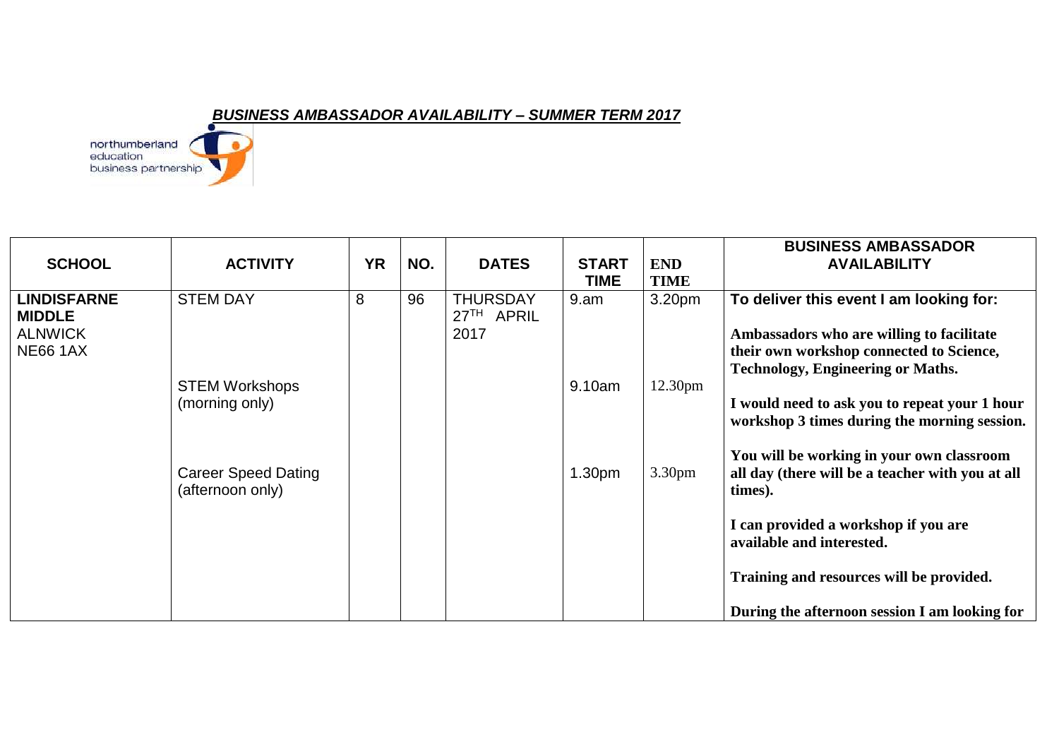***BUSINESS AMBASSADOR AVAILABILITY – SUMMER TERM 2017***

northumberland education business partnership

| SCHOOL | ACTIVITY | YR | NO. | DATES | START TIME | END TIME | BUSINESS AMBASSADOR AVAILABILITY |
|---|---|---|---|---|---|---|---|
| **LINDISFARNE MIDDLE** ALNWICK NE66 1AX | STEM DAY<br><br>STEM Workshops (morning only)<br><br>Career Speed Dating (afternoon only) | 8 | 96 | THURSDAY 27TH APRIL 2017 | 9.am<br><br>9.10am<br><br>1.30pm | 3.20pm<br><br>12.30pm<br><br>3.30pm | **To deliver this event I am looking for:**<br><br>**Ambassadors who are willing to facilitate their own workshop connected to Science, Technology, Engineering or Maths.**<br><br>**I would need to ask you to repeat your 1 hour workshop 3 times during the morning session.**<br><br>**You will be working in your own classroom all day (there will be a teacher with you at all times).**<br><br>**I can provided a workshop if you are available and interested.**<br><br>**Training and resources will be provided.**<br><br>**During the afternoon session I am looking for** |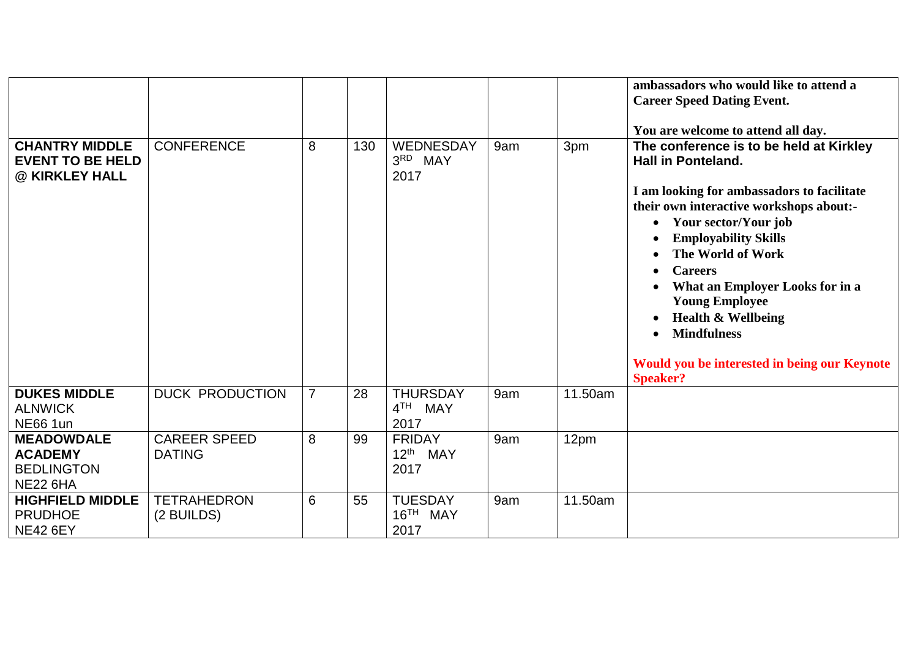| | | | | | | | |
|---|---|---|---|---|---|---|---|
| | | | | | | | **ambassadors who would like to attend a Career Speed Dating Event.**<br><br>**You are welcome to attend all day.** |
| **CHANTRY MIDDLE EVENT TO BE HELD @ KIRKLEY HALL** | CONFERENCE | 8 | 130 | WEDNESDAY 3RD MAY 2017 | 9am | 3pm | **The conference is to be held at Kirkley Hall in Ponteland.**<br><br>**I am looking for ambassadors to facilitate their own interactive workshops about:-**<br>• **Your sector/Your job**<br>• **Employability Skills**<br>• **The World of Work**<br>• **Careers**<br>• **What an Employer Looks for in a Young Employee**<br>• **Health & Wellbeing**<br>• **Mindfulness**<br><br>**Would you be interested in being our Keynote Speaker?** |
| **DUKES MIDDLE** ALNWICK NE66 1un | DUCK PRODUCTION | 7 | 28 | THURSDAY 4TH MAY 2017 | 9am | 11.50am | |
| **MEADOWDALE ACADEMY** BEDLINGTON NE22 6HA | CAREER SPEED DATING | 8 | 99 | FRIDAY 12th MAY 2017 | 9am | 12pm | |
| **HIGHFIELD MIDDLE** PRUDHOE NE42 6EY | TETRAHEDRON (2 BUILDS) | 6 | 55 | TUESDAY 16TH MAY 2017 | 9am | 11.50am | |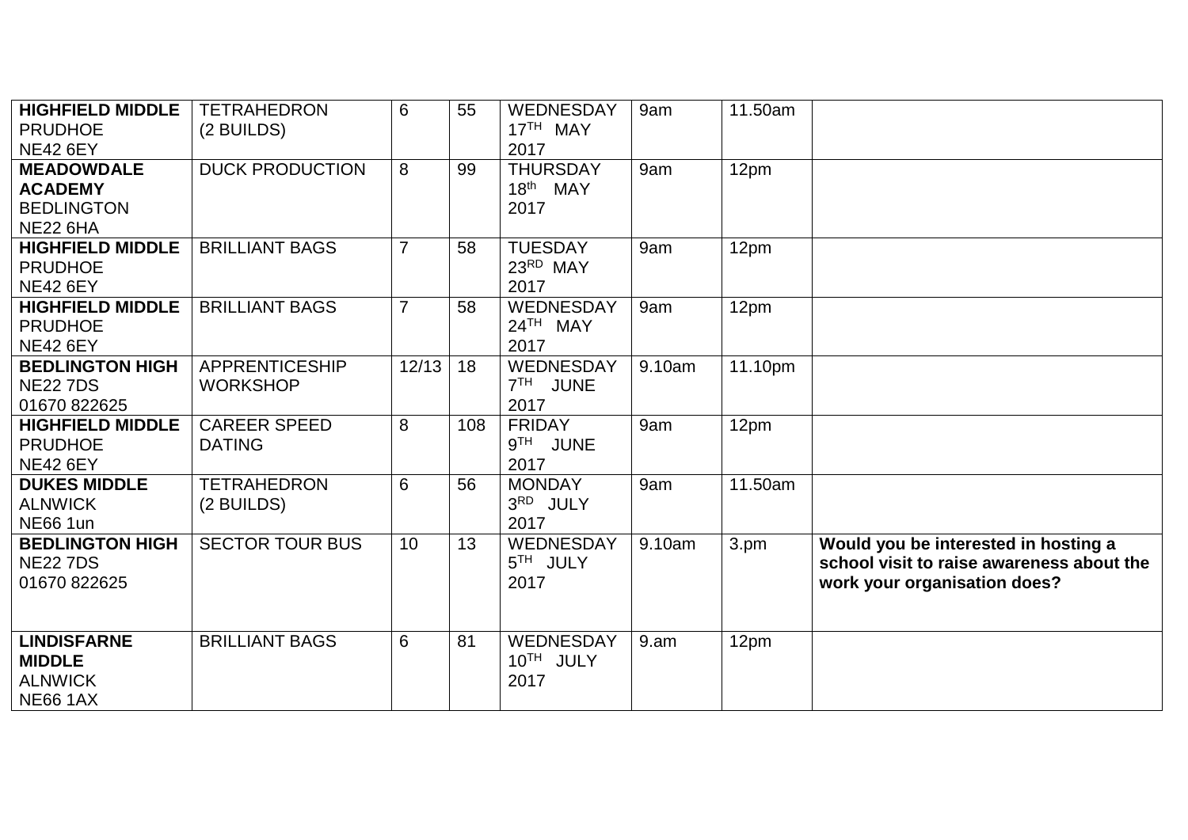| | | | | | | | |
|---|---|---|---|---|---|---|---|
| **HIGHFIELD MIDDLE** PRUDHOE NE42 6EY | TETRAHEDRON (2 BUILDS) | 6 | 55 | WEDNESDAY 17TH MAY 2017 | 9am | 11.50am | |
| **MEADOWDALE ACADEMY** BEDLINGTON NE22 6HA | DUCK PRODUCTION | 8 | 99 | THURSDAY 18th MAY 2017 | 9am | 12pm | |
| **HIGHFIELD MIDDLE** PRUDHOE NE42 6EY | BRILLIANT BAGS | 7 | 58 | TUESDAY 23RD MAY 2017 | 9am | 12pm | |
| **HIGHFIELD MIDDLE** PRUDHOE NE42 6EY | BRILLIANT BAGS | 7 | 58 | WEDNESDAY 24TH MAY 2017 | 9am | 12pm | |
| **BEDLINGTON HIGH** NE22 7DS 01670 822625 | APPRENTICESHIP WORKSHOP | 12/13 | 18 | WEDNESDAY 7TH JUNE 2017 | 9.10am | 11.10pm | |
| **HIGHFIELD MIDDLE** PRUDHOE NE42 6EY | CAREER SPEED DATING | 8 | 108 | FRIDAY 9TH JUNE 2017 | 9am | 12pm | |
| **DUKES MIDDLE** ALNWICK NE66 1un | TETRAHEDRON (2 BUILDS) | 6 | 56 | MONDAY 3RD JULY 2017 | 9am | 11.50am | |
| **BEDLINGTON HIGH** NE22 7DS 01670 822625 | SECTOR TOUR BUS | 10 | 13 | WEDNESDAY 5TH JULY 2017 | 9.10am | 3.pm | **Would you be interested in hosting a school visit to raise awareness about the work your organisation does?** |
| **LINDISFARNE MIDDLE** ALNWICK NE66 1AX | BRILLIANT BAGS | 6 | 81 | WEDNESDAY 10TH JULY 2017 | 9.am | 12pm | |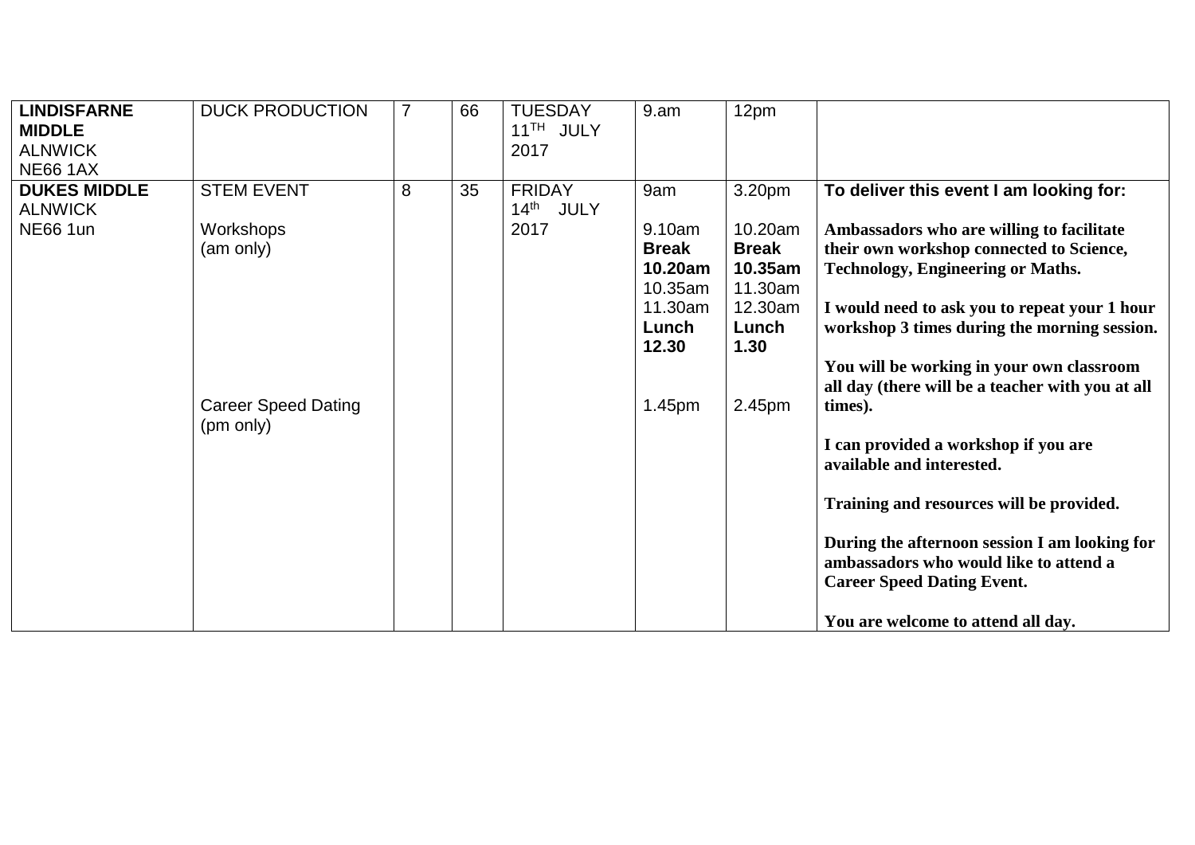| | | | | | | | |
|---|---|---|---|---|---|---|---|
| **LINDISFARNE MIDDLE** ALNWICK NE66 1AX | DUCK PRODUCTION | 7 | 66 | TUESDAY 11TH JULY 2017 | 9.am | 12pm | |
| **DUKES MIDDLE** ALNWICK NE66 1un | STEM EVENT<br><br>Workshops (am only)<br><br><br><br><br><br><br>Career Speed Dating (pm only) | 8 | 35 | FRIDAY 14th JULY 2017 | 9am<br><br>9.10am<br>**Break**<br>**10.20am**<br>10.35am<br>11.30am<br>**Lunch**<br>**12.30**<br><br><br>1.45pm | 3.20pm<br><br>10.20am<br>**Break**<br>**10.35am**<br>11.30am<br>12.30am<br>**Lunch**<br>**1.30**<br><br><br>2.45pm | **To deliver this event I am looking for:**<br><br>**Ambassadors who are willing to facilitate their own workshop connected to Science, Technology, Engineering or Maths.**<br><br>**I would need to ask you to repeat your 1 hour workshop 3 times during the morning session.**<br><br>**You will be working in your own classroom all day (there will be a teacher with you at all times).**<br><br>**I can provided a workshop if you are available and interested.**<br><br>**Training and resources will be provided.**<br><br>**During the afternoon session I am looking for ambassadors who would like to attend a Career Speed Dating Event.**<br><br>**You are welcome to attend all day.** |